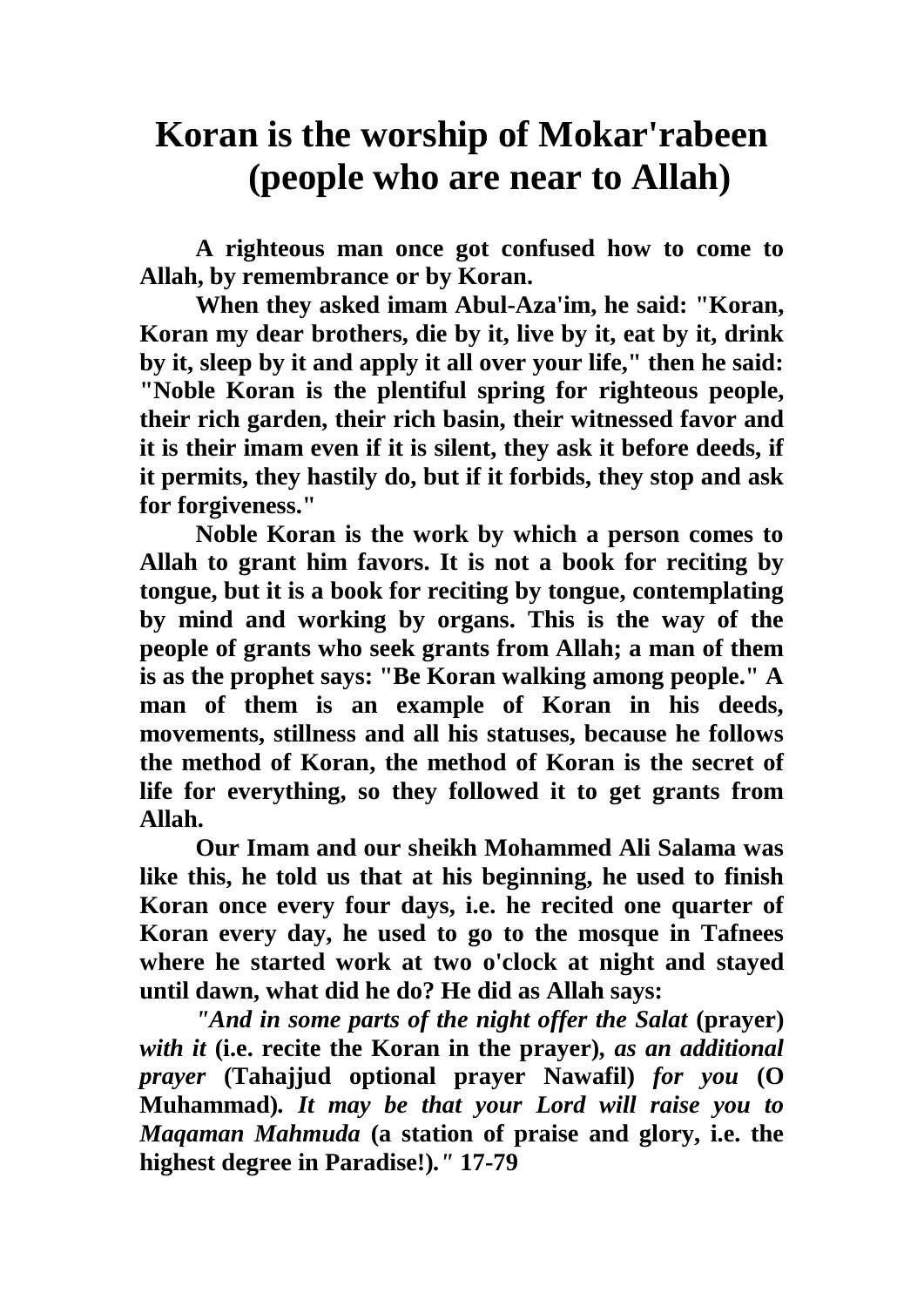# Koran is the worship of Mokar'rabeen (people who are near to Allah)

**A righteous man once got confused how to come to Allah, by remembrance or by Koran.**

**When they asked imam Abul-Aza'im, he said: "Koran, Koran my dear brothers, die by it, live by it, eat by it, drink by it, sleep by it and apply it all over your life," then he said: "Noble Koran is the plentiful spring for righteous people, their rich garden, their rich basin, their witnessed favor and it is their imam even if it is silent, they ask it before deeds, if it permits, they hastily do, but if it forbids, they stop and ask for forgiveness."**

**Noble Koran is the work by which a person comes to Allah to grant him favors. It is not a book for reciting by tongue, but it is a book for reciting by tongue, contemplating by mind and working by organs. This is the way of the people of grants who seek grants from Allah; a man of them is as the prophet says: "Be Koran walking among people." A man of them is an example of Koran in his deeds, movements, stillness and all his statuses, because he follows the method of Koran, the method of Koran is the secret of life for everything, so they followed it to get grants from Allah.**

**Our Imam and our sheikh Mohammed Ali Salama was like this, he told us that at his beginning, he used to finish Koran once every four days, i.e. he recited one quarter of Koran every day, he used to go to the mosque in Tafnees where he started work at two o'clock at night and stayed until dawn, what did he do? He did as Allah says:**

***"And in some parts of the night offer the Salat* (prayer) *with it* (i.e. recite the Koran in the prayer)*, as an additional prayer* (Tahajjud optional prayer Nawafil) *for you* (O Muhammad)*. It may be that your Lord will raise you to Maqaman Mahmuda* (a station of praise and glory, i.e. the highest degree in Paradise!)*."* 17-79**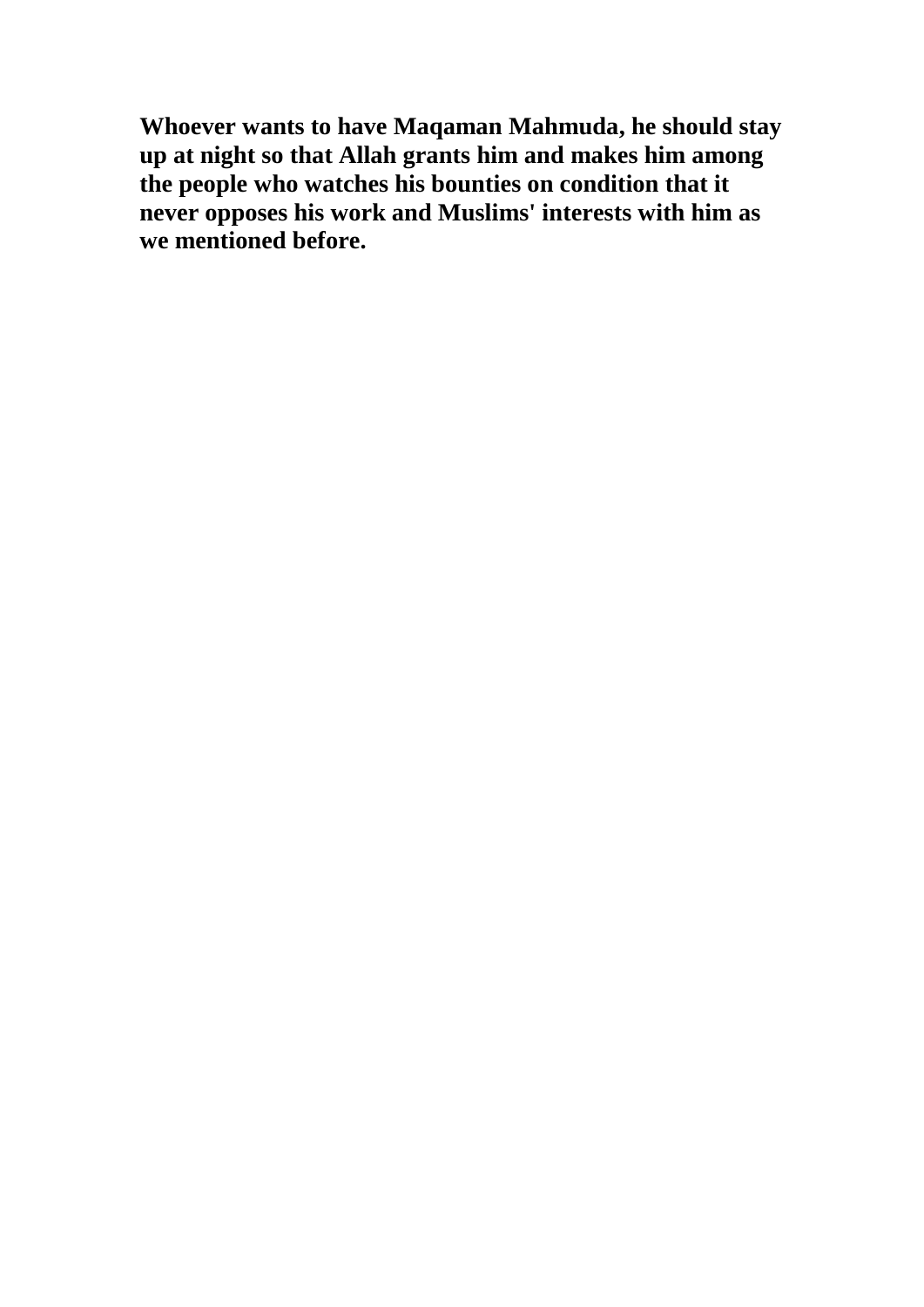**Whoever wants to have Maqaman Mahmuda, he should stay up at night so that Allah grants him and makes him among the people who watches his bounties on condition that it never opposes his work and Muslims' interests with him as we mentioned before.**